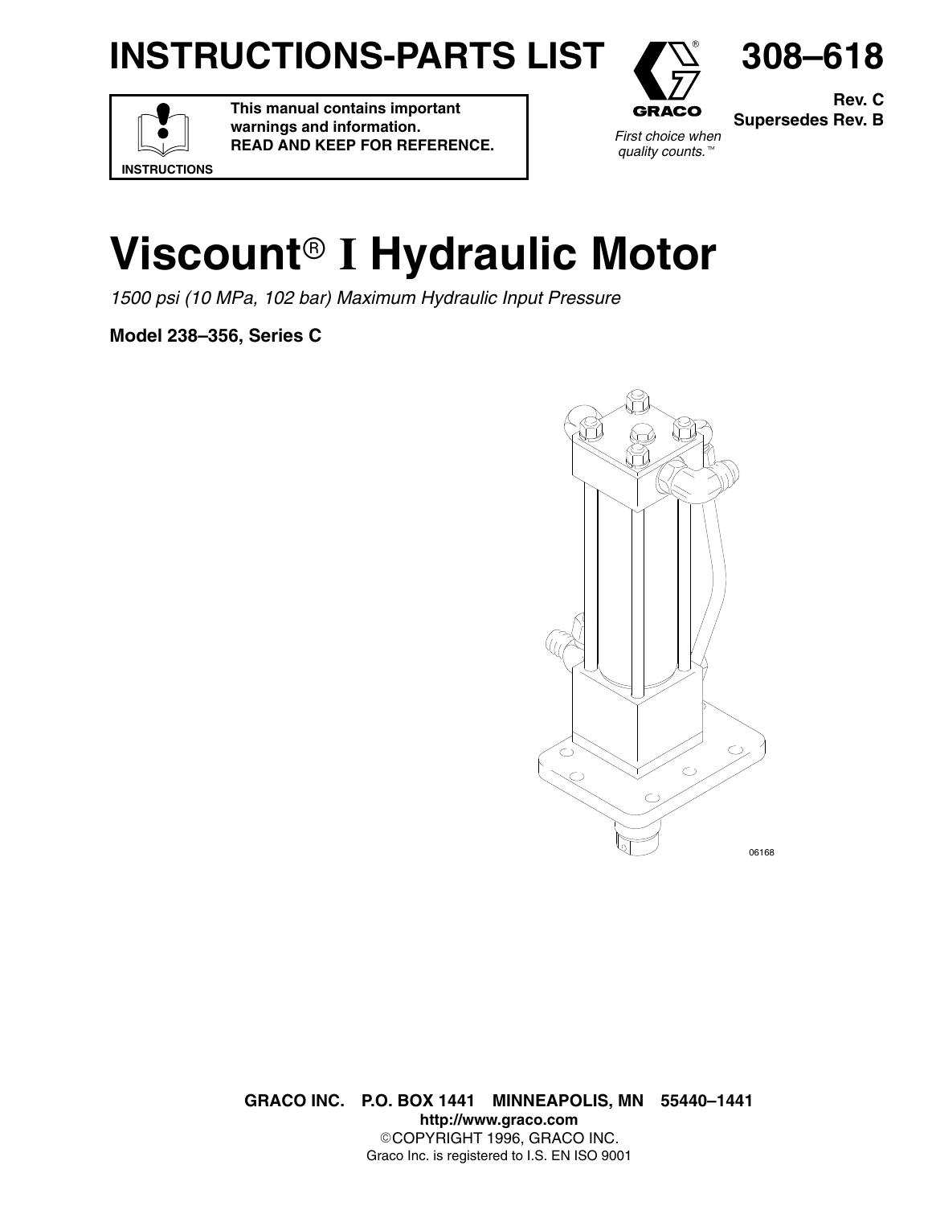# INSTRUCTIONS-PARTS LIST

**308–618**

**Rev. C**
**Supersedes Rev. B**

**This manual contains important warnings and information.**
**READ AND KEEP FOR REFERENCE.**

INSTRUCTIONS

GRACO

*First choice when quality counts.™*

# Viscount® I Hydraulic Motor

*1500 psi (10 MPa, 102 bar) Maximum Hydraulic Input Pressure*

**Model 238–356, Series C**

06168

**GRACO INC. P.O. BOX 1441 MINNEAPOLIS, MN 55440–1441**
**http://www.graco.com**
©COPYRIGHT 1996, GRACO INC.
Graco Inc. is registered to I.S. EN ISO 9001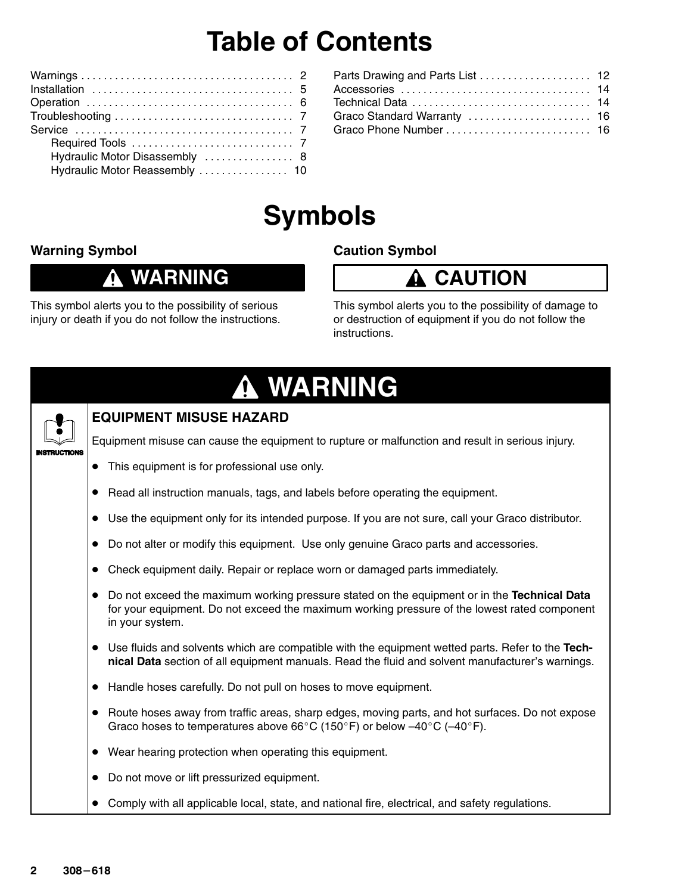# Table of Contents

Warnings . . . . . . . . . . . . . . . . . . . . . . . . . . . . . . . . . . . . . . 2
Installation . . . . . . . . . . . . . . . . . . . . . . . . . . . . . . . . . . . . 5
Operation . . . . . . . . . . . . . . . . . . . . . . . . . . . . . . . . . . . . . 6
Troubleshooting . . . . . . . . . . . . . . . . . . . . . . . . . . . . . . . . 7
Service . . . . . . . . . . . . . . . . . . . . . . . . . . . . . . . . . . . . . . . 7
- Required Tools . . . . . . . . . . . . . . . . . . . . . . . . . . . . 7
- Hydraulic Motor Disassembly . . . . . . . . . . . . . . . . 8
- Hydraulic Motor Reassembly . . . . . . . . . . . . . . . . 10

Parts Drawing and Parts List . . . . . . . . . . . . . . . . . . . 12
Accessories . . . . . . . . . . . . . . . . . . . . . . . . . . . . . . . . . 14
Technical Data . . . . . . . . . . . . . . . . . . . . . . . . . . . . . . . 14
Graco Standard Warranty . . . . . . . . . . . . . . . . . . . . . 16
Graco Phone Number . . . . . . . . . . . . . . . . . . . . . . . . . 16

# Symbols

### Warning Symbol

**WARNING**

This symbol alerts you to the possibility of serious injury or death if you do not follow the instructions.

### Caution Symbol

**CAUTION**

This symbol alerts you to the possibility of damage to or destruction of equipment if you do not follow the instructions.

## WARNING

INSTRUCTIONS

### EQUIPMENT MISUSE HAZARD

Equipment misuse can cause the equipment to rupture or malfunction and result in serious injury.

- This equipment is for professional use only.
- Read all instruction manuals, tags, and labels before operating the equipment.
- Use the equipment only for its intended purpose. If you are not sure, call your Graco distributor.
- Do not alter or modify this equipment. Use only genuine Graco parts and accessories.
- Check equipment daily. Repair or replace worn or damaged parts immediately.
- Do not exceed the maximum working pressure stated on the equipment or in the **Technical Data** for your equipment. Do not exceed the maximum working pressure of the lowest rated component in your system.
- Use fluids and solvents which are compatible with the equipment wetted parts. Refer to the **Technical Data** section of all equipment manuals. Read the fluid and solvent manufacturer's warnings.
- Handle hoses carefully. Do not pull on hoses to move equipment.
- Route hoses away from traffic areas, sharp edges, moving parts, and hot surfaces. Do not expose Graco hoses to temperatures above 66°C (150°F) or below –40°C (–40°F).
- Wear hearing protection when operating this equipment.
- Do not move or lift pressurized equipment.
- Comply with all applicable local, state, and national fire, electrical, and safety regulations.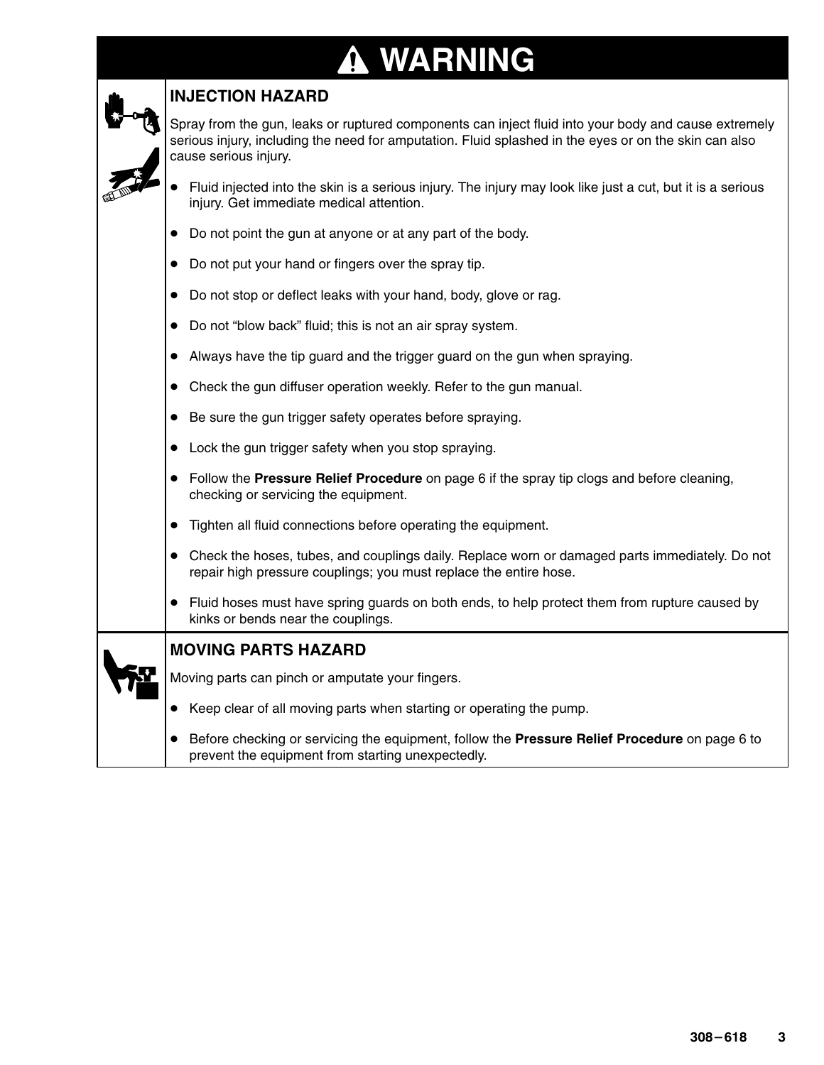# ⚠ WARNING

## INJECTION HAZARD

Spray from the gun, leaks or ruptured components can inject fluid into your body and cause extremely serious injury, including the need for amputation. Fluid splashed in the eyes or on the skin can also cause serious injury.

- Fluid injected into the skin is a serious injury. The injury may look like just a cut, but it is a serious injury. Get immediate medical attention.
- Do not point the gun at anyone or at any part of the body.
- Do not put your hand or fingers over the spray tip.
- Do not stop or deflect leaks with your hand, body, glove or rag.
- Do not "blow back" fluid; this is not an air spray system.
- Always have the tip guard and the trigger guard on the gun when spraying.
- Check the gun diffuser operation weekly. Refer to the gun manual.
- Be sure the gun trigger safety operates before spraying.
- Lock the gun trigger safety when you stop spraying.
- Follow the **Pressure Relief Procedure** on page 6 if the spray tip clogs and before cleaning, checking or servicing the equipment.
- Tighten all fluid connections before operating the equipment.
- Check the hoses, tubes, and couplings daily. Replace worn or damaged parts immediately. Do not repair high pressure couplings; you must replace the entire hose.
- Fluid hoses must have spring guards on both ends, to help protect them from rupture caused by kinks or bends near the couplings.

## MOVING PARTS HAZARD

Moving parts can pinch or amputate your fingers.

- Keep clear of all moving parts when starting or operating the pump.
- Before checking or servicing the equipment, follow the **Pressure Relief Procedure** on page 6 to prevent the equipment from starting unexpectedly.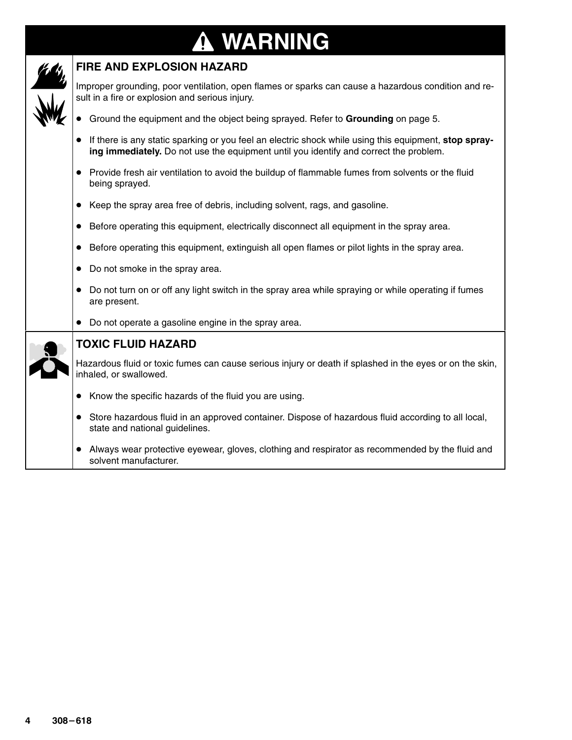# ⚠ WARNING

## FIRE AND EXPLOSION HAZARD

Improper grounding, poor ventilation, open flames or sparks can cause a hazardous condition and result in a fire or explosion and serious injury.

- Ground the equipment and the object being sprayed. Refer to **Grounding** on page 5.
- If there is any static sparking or you feel an electric shock while using this equipment, **stop spraying immediately.** Do not use the equipment until you identify and correct the problem.
- Provide fresh air ventilation to avoid the buildup of flammable fumes from solvents or the fluid being sprayed.
- Keep the spray area free of debris, including solvent, rags, and gasoline.
- Before operating this equipment, electrically disconnect all equipment in the spray area.
- Before operating this equipment, extinguish all open flames or pilot lights in the spray area.
- Do not smoke in the spray area.
- Do not turn on or off any light switch in the spray area while spraying or while operating if fumes are present.
- Do not operate a gasoline engine in the spray area.

## TOXIC FLUID HAZARD

Hazardous fluid or toxic fumes can cause serious injury or death if splashed in the eyes or on the skin, inhaled, or swallowed.

- Know the specific hazards of the fluid you are using.
- Store hazardous fluid in an approved container. Dispose of hazardous fluid according to all local, state and national guidelines.
- Always wear protective eyewear, gloves, clothing and respirator as recommended by the fluid and solvent manufacturer.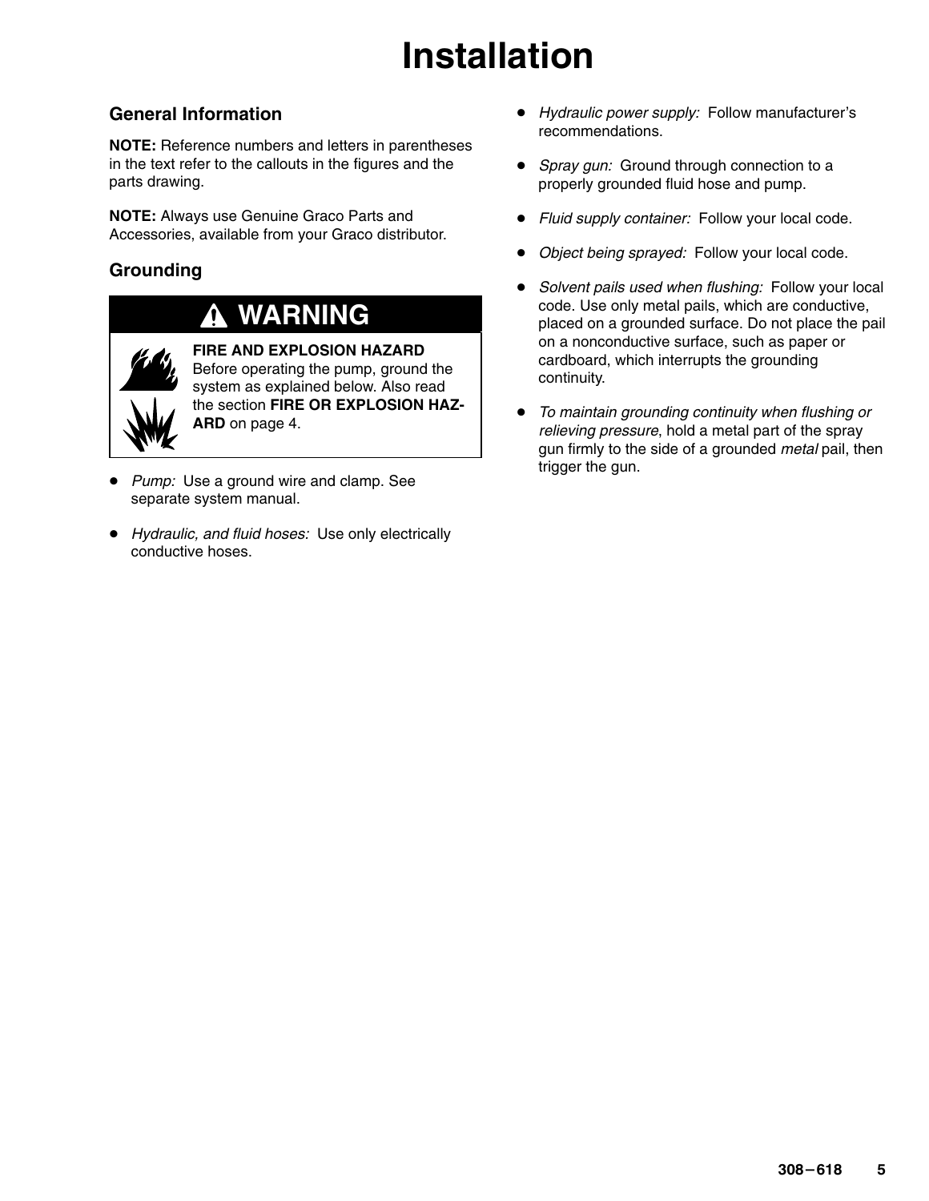# Installation

## General Information

**NOTE:** Reference numbers and letters in parentheses in the text refer to the callouts in the figures and the parts drawing.

**NOTE:** Always use Genuine Graco Parts and Accessories, available from your Graco distributor.

## Grounding

**WARNING**

**FIRE AND EXPLOSION HAZARD**
Before operating the pump, ground the system as explained below. Also read the section **FIRE OR EXPLOSION HAZARD** on page 4.

- *Pump:* Use a ground wire and clamp. See separate system manual.
- *Hydraulic, and fluid hoses:* Use only electrically conductive hoses.
- *Hydraulic power supply:* Follow manufacturer's recommendations.
- *Spray gun:* Ground through connection to a properly grounded fluid hose and pump.
- *Fluid supply container:* Follow your local code.
- *Object being sprayed:* Follow your local code.
- *Solvent pails used when flushing:* Follow your local code. Use only metal pails, which are conductive, placed on a grounded surface. Do not place the pail on a nonconductive surface, such as paper or cardboard, which interrupts the grounding continuity.
- *To maintain grounding continuity when flushing or relieving pressure*, hold a metal part of the spray gun firmly to the side of a grounded *metal* pail, then trigger the gun.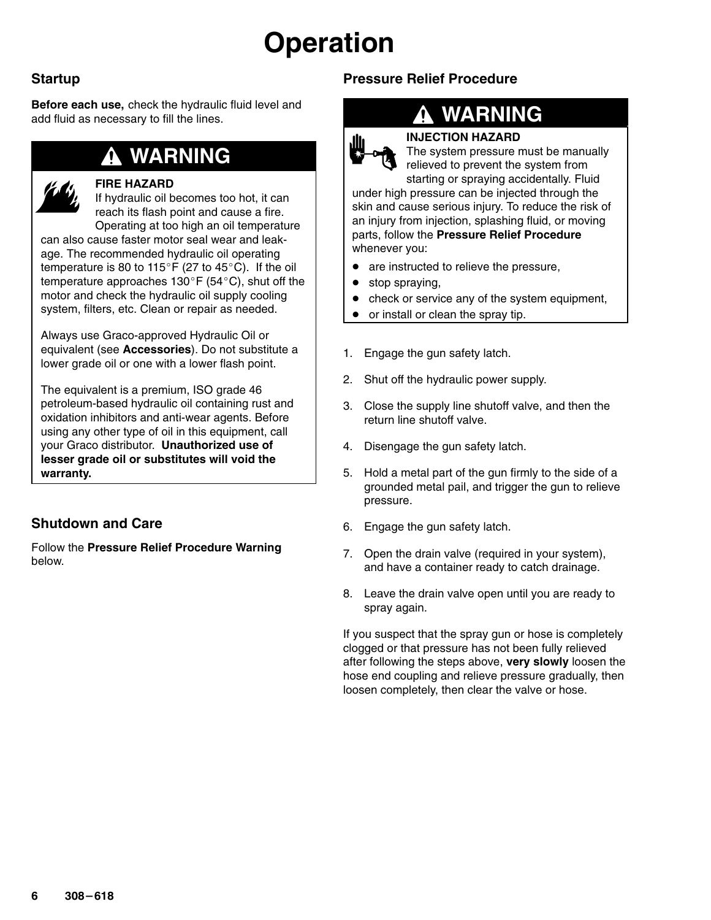# Operation

## Startup

**Before each use,** check the hydraulic fluid level and add fluid as necessary to fill the lines.

### WARNING

**FIRE HAZARD**

If hydraulic oil becomes too hot, it can reach its flash point and cause a fire. Operating at too high an oil temperature can also cause faster motor seal wear and leakage. The recommended hydraulic oil operating temperature is 80 to 115°F (27 to 45°C). If the oil temperature approaches 130°F (54°C), shut off the motor and check the hydraulic oil supply cooling system, filters, etc. Clean or repair as needed.

Always use Graco-approved Hydraulic Oil or equivalent (see **Accessories**). Do not substitute a lower grade oil or one with a lower flash point.

The equivalent is a premium, ISO grade 46 petroleum-based hydraulic oil containing rust and oxidation inhibitors and anti-wear agents. Before using any other type of oil in this equipment, call your Graco distributor. **Unauthorized use of lesser grade oil or substitutes will void the warranty.**

## Shutdown and Care

Follow the **Pressure Relief Procedure Warning** below.

## Pressure Relief Procedure

### WARNING

**INJECTION HAZARD**

The system pressure must be manually relieved to prevent the system from starting or spraying accidentally. Fluid under high pressure can be injected through the skin and cause serious injury. To reduce the risk of an injury from injection, splashing fluid, or moving parts, follow the **Pressure Relief Procedure** whenever you:

- are instructed to relieve the pressure,
- stop spraying,
- check or service any of the system equipment,
- or install or clean the spray tip.

1. Engage the gun safety latch.
2. Shut off the hydraulic power supply.
3. Close the supply line shutoff valve, and then the return line shutoff valve.
4. Disengage the gun safety latch.
5. Hold a metal part of the gun firmly to the side of a grounded metal pail, and trigger the gun to relieve pressure.
6. Engage the gun safety latch.
7. Open the drain valve (required in your system), and have a container ready to catch drainage.
8. Leave the drain valve open until you are ready to spray again.

If you suspect that the spray gun or hose is completely clogged or that pressure has not been fully relieved after following the steps above, **very slowly** loosen the hose end coupling and relieve pressure gradually, then loosen completely, then clear the valve or hose.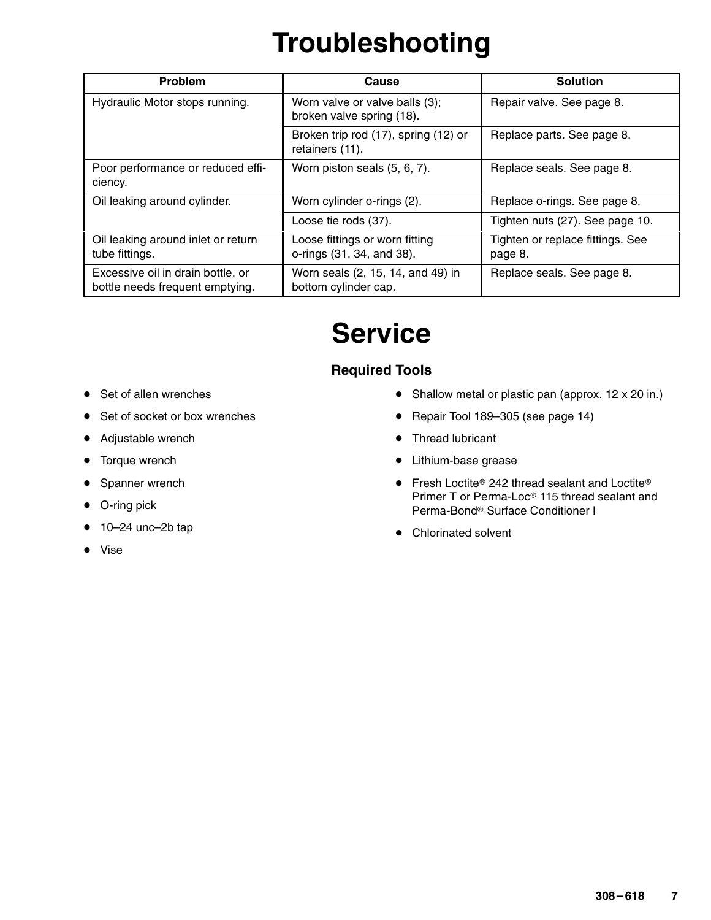# Troubleshooting

| Problem | Cause | Solution |
|---|---|---|
| Hydraulic Motor stops running. | Worn valve or valve balls (3); broken valve spring (18). | Repair valve. See page 8. |
| | Broken trip rod (17), spring (12) or retainers (11). | Replace parts. See page 8. |
| Poor performance or reduced efficiency. | Worn piston seals (5, 6, 7). | Replace seals. See page 8. |
| Oil leaking around cylinder. | Worn cylinder o-rings (2). | Replace o-rings. See page 8. |
| | Loose tie rods (37). | Tighten nuts (27). See page 10. |
| Oil leaking around inlet or return tube fittings. | Loose fittings or worn fitting o-rings (31, 34, and 38). | Tighten or replace fittings. See page 8. |
| Excessive oil in drain bottle, or bottle needs frequent emptying. | Worn seals (2, 15, 14, and 49) in bottom cylinder cap. | Replace seals. See page 8. |

# Service

## Required Tools

- Set of allen wrenches
- Set of socket or box wrenches
- Adjustable wrench
- Torque wrench
- Spanner wrench
- O-ring pick
- 10–24 unc–2b tap
- Vise
- Shallow metal or plastic pan (approx. 12 x 20 in.)
- Repair Tool 189–305 (see page 14)
- Thread lubricant
- Lithium-base grease
- Fresh Loctite® 242 thread sealant and Loctite® Primer T or Perma-Loc® 115 thread sealant and Perma-Bond® Surface Conditioner I
- Chlorinated solvent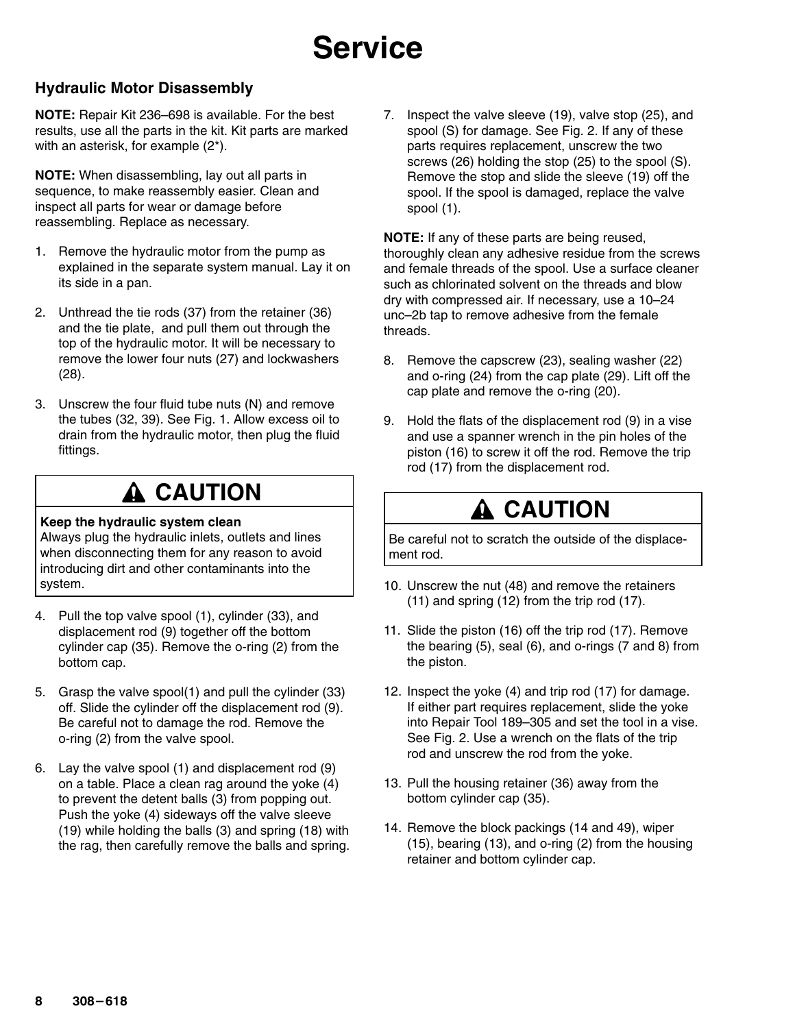# Service

## Hydraulic Motor Disassembly

**NOTE:** Repair Kit 236–698 is available. For the best results, use all the parts in the kit. Kit parts are marked with an asterisk, for example (2*).

**NOTE:** When disassembling, lay out all parts in sequence, to make reassembly easier. Clean and inspect all parts for wear or damage before reassembling. Replace as necessary.

1. Remove the hydraulic motor from the pump as explained in the separate system manual. Lay it on its side in a pan.
2. Unthread the tie rods (37) from the retainer (36) and the tie plate, and pull them out through the top of the hydraulic motor. It will be necessary to remove the lower four nuts (27) and lockwashers (28).
3. Unscrew the four fluid tube nuts (N) and remove the tubes (32, 39). See Fig. 1. Allow excess oil to drain from the hydraulic motor, then plug the fluid fittings.

> **⚠ CAUTION**
>
> **Keep the hydraulic system clean**
> Always plug the hydraulic inlets, outlets and lines when disconnecting them for any reason to avoid introducing dirt and other contaminants into the system.

4. Pull the top valve spool (1), cylinder (33), and displacement rod (9) together off the bottom cylinder cap (35). Remove the o-ring (2) from the bottom cap.
5. Grasp the valve spool(1) and pull the cylinder (33) off. Slide the cylinder off the displacement rod (9). Be careful not to damage the rod. Remove the o-ring (2) from the valve spool.
6. Lay the valve spool (1) and displacement rod (9) on a table. Place a clean rag around the yoke (4) to prevent the detent balls (3) from popping out. Push the yoke (4) sideways off the valve sleeve (19) while holding the balls (3) and spring (18) with the rag, then carefully remove the balls and spring.
7. Inspect the valve sleeve (19), valve stop (25), and spool (S) for damage. See Fig. 2. If any of these parts requires replacement, unscrew the two screws (26) holding the stop (25) to the spool (S). Remove the stop and slide the sleeve (19) off the spool. If the spool is damaged, replace the valve spool (1).

**NOTE:** If any of these parts are being reused, thoroughly clean any adhesive residue from the screws and female threads of the spool. Use a surface cleaner such as chlorinated solvent on the threads and blow dry with compressed air. If necessary, use a 10–24 unc–2b tap to remove adhesive from the female threads.

8. Remove the capscrew (23), sealing washer (22) and o-ring (24) from the cap plate (29). Lift off the cap plate and remove the o-ring (20).
9. Hold the flats of the displacement rod (9) in a vise and use a spanner wrench in the pin holes of the piston (16) to screw it off the rod. Remove the trip rod (17) from the displacement rod.

> **⚠ CAUTION**
>
> Be careful not to scratch the outside of the displacement rod.

10. Unscrew the nut (48) and remove the retainers (11) and spring (12) from the trip rod (17).
11. Slide the piston (16) off the trip rod (17). Remove the bearing (5), seal (6), and o-rings (7 and 8) from the piston.
12. Inspect the yoke (4) and trip rod (17) for damage. If either part requires replacement, slide the yoke into Repair Tool 189–305 and set the tool in a vise. See Fig. 2. Use a wrench on the flats of the trip rod and unscrew the rod from the yoke.
13. Pull the housing retainer (36) away from the bottom cylinder cap (35).
14. Remove the block packings (14 and 49), wiper (15), bearing (13), and o-ring (2) from the housing retainer and bottom cylinder cap.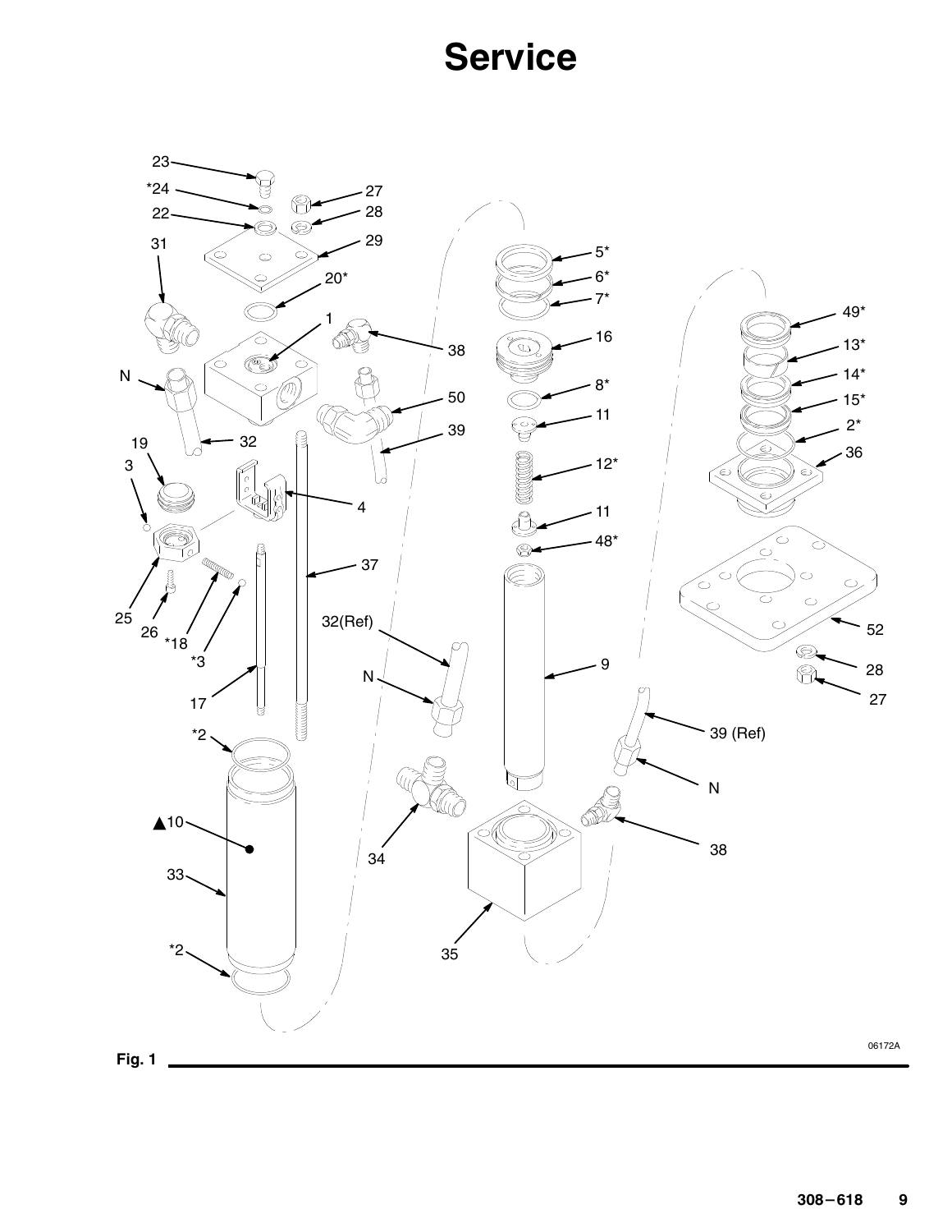# Service

23
*24
22
31
27
28
29
20*
1
38
N
50
39
19
32
3
4
37
25
26
*18
*3
17
*2
▲10
33
*2
32(Ref)
N
34
35
5*
6*
7*
16
8*
11
12*
11
48*
9
39 (Ref)
N
38
49*
13*
14*
15*
2*
36
52
28
27

06172A

Fig. 1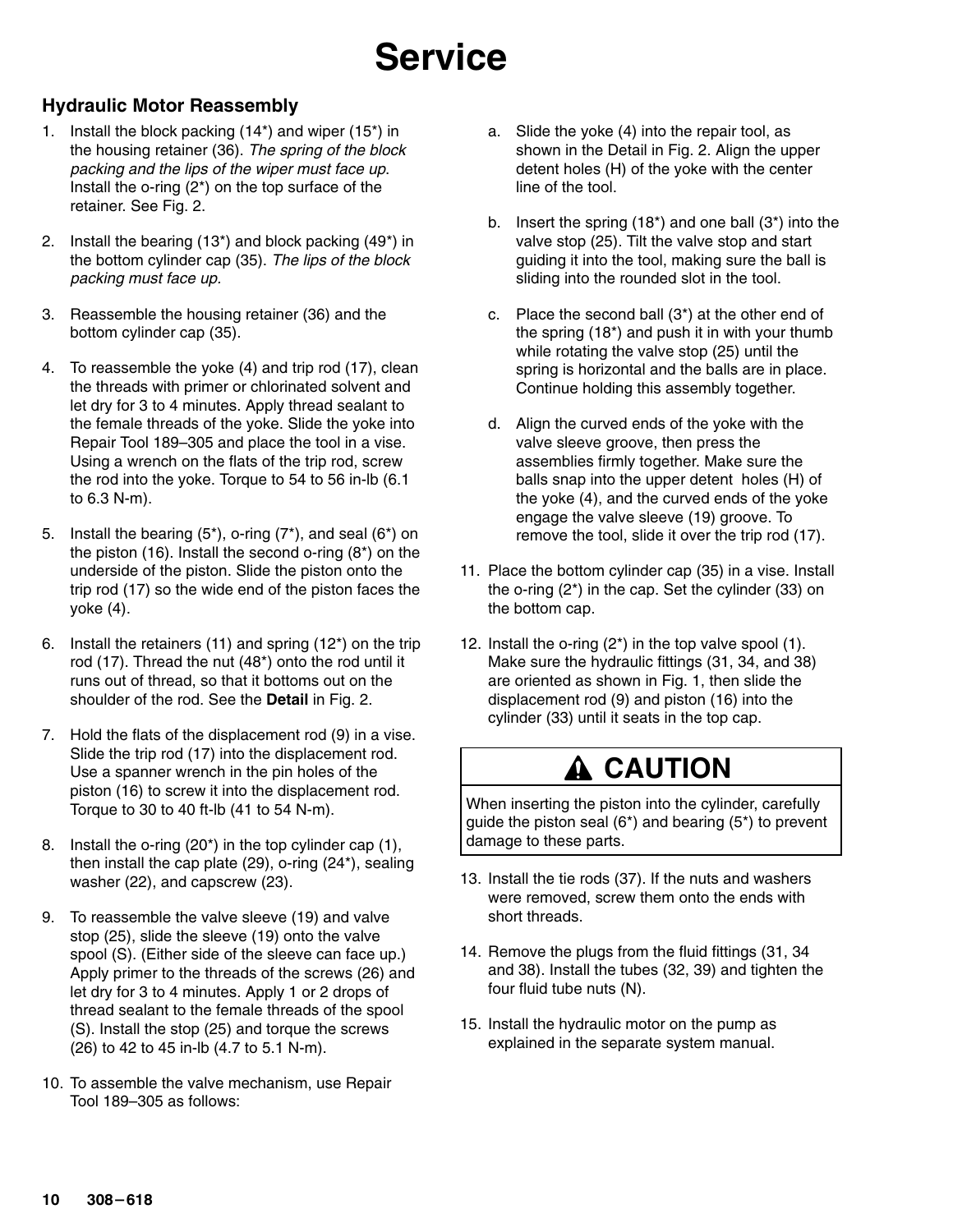# Service

## Hydraulic Motor Reassembly

1. Install the block packing (14*) and wiper (15*) in the housing retainer (36). *The spring of the block packing and the lips of the wiper must face up*. Install the o-ring (2*) on the top surface of the retainer. See Fig. 2.

2. Install the bearing (13*) and block packing (49*) in the bottom cylinder cap (35). *The lips of the block packing must face up.*

3. Reassemble the housing retainer (36) and the bottom cylinder cap (35).

4. To reassemble the yoke (4) and trip rod (17), clean the threads with primer or chlorinated solvent and let dry for 3 to 4 minutes. Apply thread sealant to the female threads of the yoke. Slide the yoke into Repair Tool 189–305 and place the tool in a vise. Using a wrench on the flats of the trip rod, screw the rod into the yoke. Torque to 54 to 56 in-lb (6.1 to 6.3 N-m).

5. Install the bearing (5*), o-ring (7*), and seal (6*) on the piston (16). Install the second o-ring (8*) on the underside of the piston. Slide the piston onto the trip rod (17) so the wide end of the piston faces the yoke (4).

6. Install the retainers (11) and spring (12*) on the trip rod (17). Thread the nut (48*) onto the rod until it runs out of thread, so that it bottoms out on the shoulder of the rod. See the **Detail** in Fig. 2.

7. Hold the flats of the displacement rod (9) in a vise. Slide the trip rod (17) into the displacement rod. Use a spanner wrench in the pin holes of the piston (16) to screw it into the displacement rod. Torque to 30 to 40 ft-lb (41 to 54 N-m).

8. Install the o-ring (20*) in the top cylinder cap (1), then install the cap plate (29), o-ring (24*), sealing washer (22), and capscrew (23).

9. To reassemble the valve sleeve (19) and valve stop (25), slide the sleeve (19) onto the valve spool (S). (Either side of the sleeve can face up.) Apply primer to the threads of the screws (26) and let dry for 3 to 4 minutes. Apply 1 or 2 drops of thread sealant to the female threads of the spool (S). Install the stop (25) and torque the screws (26) to 42 to 45 in-lb (4.7 to 5.1 N-m).

10. To assemble the valve mechanism, use Repair Tool 189–305 as follows:

    a. Slide the yoke (4) into the repair tool, as shown in the Detail in Fig. 2. Align the upper detent holes (H) of the yoke with the center line of the tool.

    b. Insert the spring (18*) and one ball (3*) into the valve stop (25). Tilt the valve stop and start guiding it into the tool, making sure the ball is sliding into the rounded slot in the tool.

    c. Place the second ball (3*) at the other end of the spring (18*) and push it in with your thumb while rotating the valve stop (25) until the spring is horizontal and the balls are in place. Continue holding this assembly together.

    d. Align the curved ends of the yoke with the valve sleeve groove, then press the assemblies firmly together. Make sure the balls snap into the upper detent holes (H) of the yoke (4), and the curved ends of the yoke engage the valve sleeve (19) groove. To remove the tool, slide it over the trip rod (17).

11. Place the bottom cylinder cap (35) in a vise. Install the o-ring (2*) in the cap. Set the cylinder (33) on the bottom cap.

12. Install the o-ring (2*) in the top valve spool (1). Make sure the hydraulic fittings (31, 34, and 38) are oriented as shown in Fig. 1, then slide the displacement rod (9) and piston (16) into the cylinder (33) until it seats in the top cap.

**⚠ CAUTION**

When inserting the piston into the cylinder, carefully guide the piston seal (6*) and bearing (5*) to prevent damage to these parts.

13. Install the tie rods (37). If the nuts and washers were removed, screw them onto the ends with short threads.

14. Remove the plugs from the fluid fittings (31, 34 and 38). Install the tubes (32, 39) and tighten the four fluid tube nuts (N).

15. Install the hydraulic motor on the pump as explained in the separate system manual.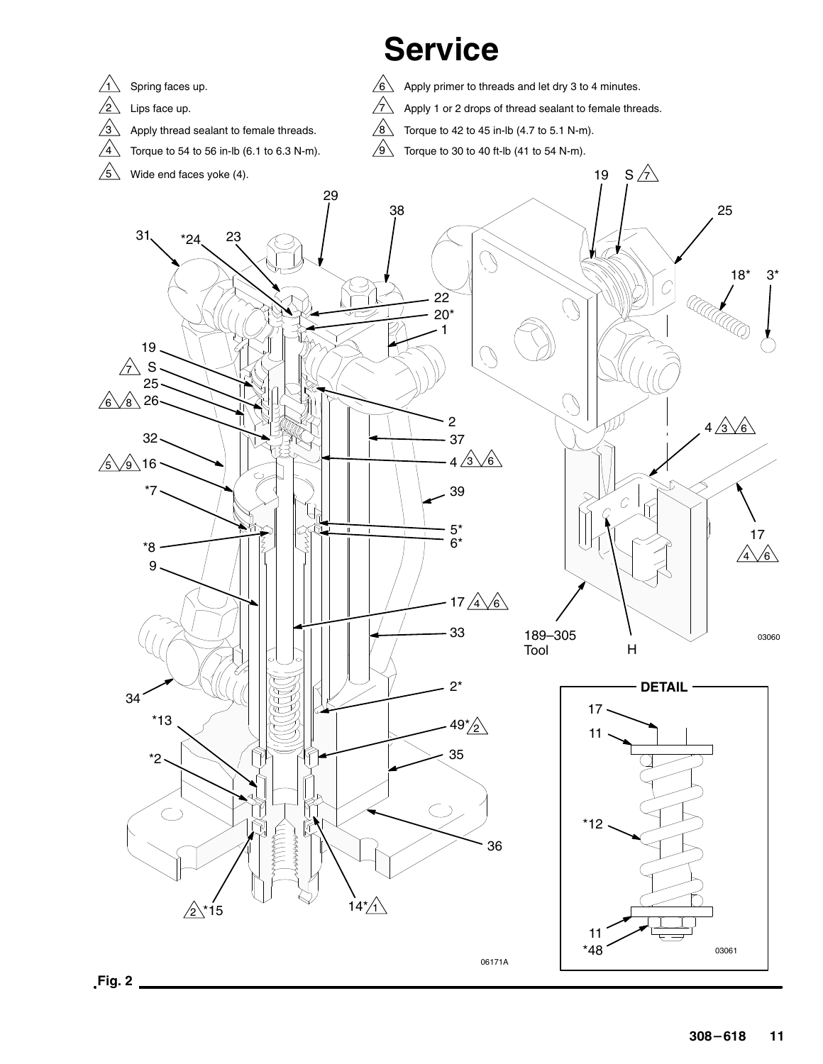# Service

1. Spring faces up.
2. Lips face up.
3. Apply thread sealant to female threads.
4. Torque to 54 to 56 in-lb (6.1 to 6.3 N-m).
5. Wide end faces yoke (4).
6. Apply primer to threads and let dry 3 to 4 minutes.
7. Apply 1 or 2 drops of thread sealant to female threads.
8. Torque to 42 to 45 in-lb (4.7 to 5.1 N-m).
9. Torque to 30 to 40 ft-lb (41 to 54 N-m).

DETAIL

**Fig. 2**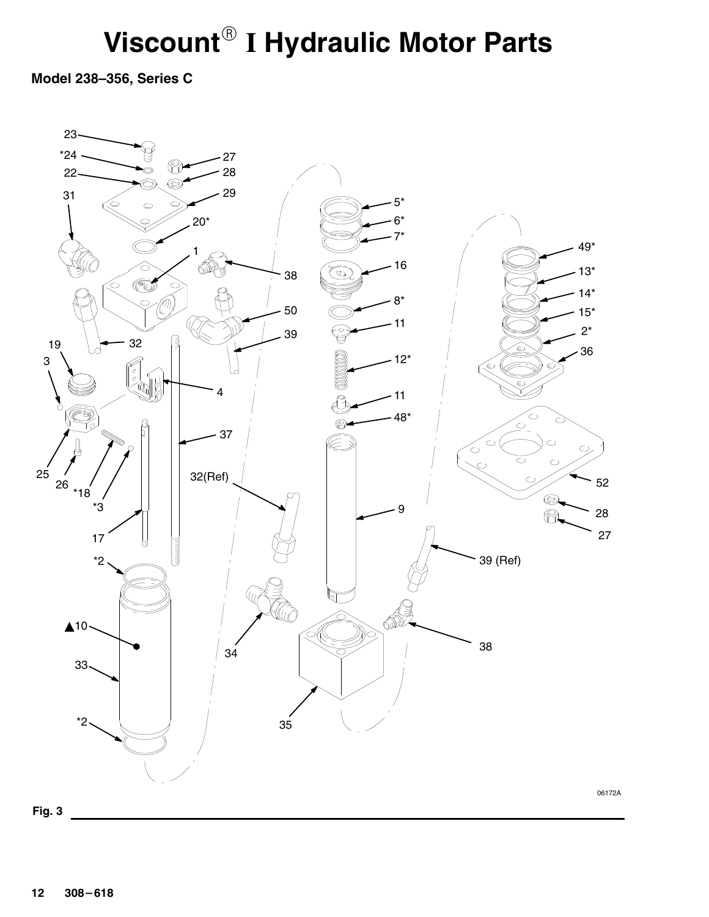# Viscount® I Hydraulic Motor Parts

**Model 238–356, Series C**

23
*24
22
31
27
28
29
20*
1
38
50
39
19
32
3
4
37
25
26
*18
*3
32(Ref)
17
*2
▲10
33
*2
34
35
5*
6*
7*
16
8*
11
12*
11
48*
9
38
39 (Ref)
49*
13*
14*
15*
2*
36
52
28
27

06172A

**Fig. 3**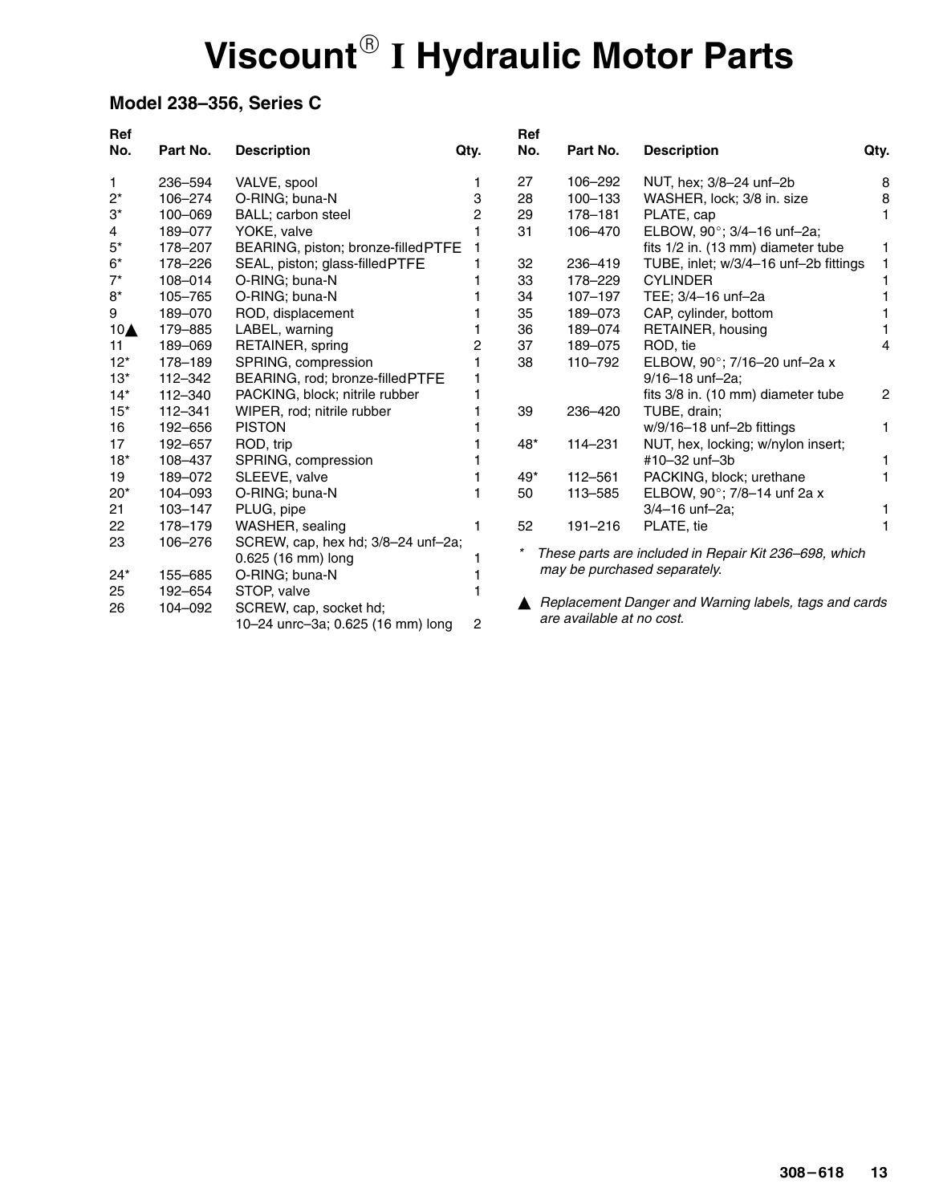# Viscount® I Hydraulic Motor Parts

## Model 238–356, Series C

| Ref No. | Part No. | Description | Qty. |
|---|---|---|---|
| 1 | 236–594 | VALVE, spool | 1 |
| 2* | 106–274 | O-RING; buna-N | 3 |
| 3* | 100–069 | BALL; carbon steel | 2 |
| 4 | 189–077 | YOKE, valve | 1 |
| 5* | 178–207 | BEARING, piston; bronze-filled PTFE | 1 |
| 6* | 178–226 | SEAL, piston; glass-filled PTFE | 1 |
| 7* | 108–014 | O-RING; buna-N | 1 |
| 8* | 105–765 | O-RING; buna-N | 1 |
| 9 | 189–070 | ROD, displacement | 1 |
| 10▲ | 179–885 | LABEL, warning | 1 |
| 11 | 189–069 | RETAINER, spring | 2 |
| 12* | 178–189 | SPRING, compression | 1 |
| 13* | 112–342 | BEARING, rod; bronze-filled PTFE | 1 |
| 14* | 112–340 | PACKING, block; nitrile rubber | 1 |
| 15* | 112–341 | WIPER, rod; nitrile rubber | 1 |
| 16 | 192–656 | PISTON | 1 |
| 17 | 192–657 | ROD, trip | 1 |
| 18* | 108–437 | SPRING, compression | 1 |
| 19 | 189–072 | SLEEVE, valve | 1 |
| 20* | 104–093 | O-RING; buna-N | 1 |
| 21 | 103–147 | PLUG, pipe | |
| 22 | 178–179 | WASHER, sealing | 1 |
| 23 | 106–276 | SCREW, cap, hex hd; 3/8–24 unf–2a; 0.625 (16 mm) long | 1 |
| 24* | 155–685 | O-RING; buna-N | 1 |
| 25 | 192–654 | STOP, valve | 1 |
| 26 | 104–092 | SCREW, cap, socket hd; 10–24 unrc–3a; 0.625 (16 mm) long | 2 |
| 27 | 106–292 | NUT, hex; 3/8–24 unf–2b | 8 |
| 28 | 100–133 | WASHER, lock; 3/8 in. size | 8 |
| 29 | 178–181 | PLATE, cap | 1 |
| 31 | 106–470 | ELBOW, 90°; 3/4–16 unf–2a; fits 1/2 in. (13 mm) diameter tube | 1 |
| 32 | 236–419 | TUBE, inlet; w/3/4–16 unf–2b fittings | 1 |
| 33 | 178–229 | CYLINDER | 1 |
| 34 | 107–197 | TEE; 3/4–16 unf–2a | 1 |
| 35 | 189–073 | CAP, cylinder, bottom | 1 |
| 36 | 189–074 | RETAINER, housing | 1 |
| 37 | 189–075 | ROD, tie | 4 |
| 38 | 110–792 | ELBOW, 90°; 7/16–20 unf–2a x 9/16–18 unf–2a; fits 3/8 in. (10 mm) diameter tube | 2 |
| 39 | 236–420 | TUBE, drain; w/9/16–18 unf–2b fittings | 1 |
| 48* | 114–231 | NUT, hex, locking; w/nylon insert; #10–32 unf–3b | 1 |
| 49* | 112–561 | PACKING, block; urethane | 1 |
| 50 | 113–585 | ELBOW, 90°; 7/8–14 unf 2a x 3/4–16 unf–2a; | 1 |
| 52 | 191–216 | PLATE, tie | 1 |

*\* These parts are included in Repair Kit 236–698, which may be purchased separately.*

*▲ Replacement Danger and Warning labels, tags and cards are available at no cost.*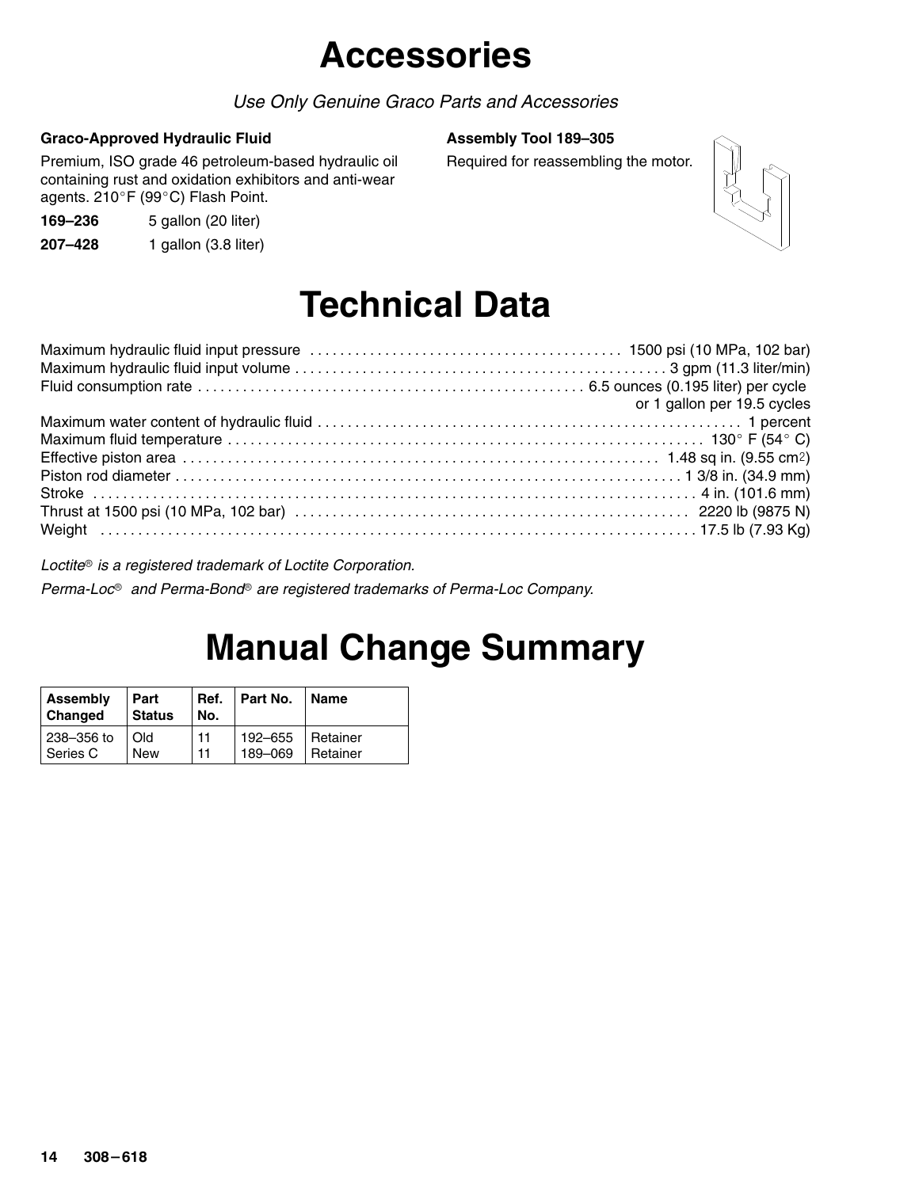# Accessories

*Use Only Genuine Graco Parts and Accessories*

**Graco-Approved Hydraulic Fluid**

Premium, ISO grade 46 petroleum-based hydraulic oil containing rust and oxidation exhibitors and anti-wear agents. 210°F (99°C) Flash Point.

**169–236** 5 gallon (20 liter)

**207–428** 1 gallon (3.8 liter)

**Assembly Tool 189–305**

Required for reassembling the motor.

# Technical Data

| | |
|---|---|
| Maximum hydraulic fluid input pressure | 1500 psi (10 MPa, 102 bar) |
| Maximum hydraulic fluid input volume | 3 gpm (11.3 liter/min) |
| Fluid consumption rate | 6.5 ounces (0.195 liter) per cycle or 1 gallon per 19.5 cycles |
| Maximum water content of hydraulic fluid | 1 percent |
| Maximum fluid temperature | 130° F (54° C) |
| Effective piston area | 1.48 sq in. (9.55 $cm^2$) |
| Piston rod diameter | 1 3/8 in. (34.9 mm) |
| Stroke | 4 in. (101.6 mm) |
| Thrust at 1500 psi (10 MPa, 102 bar) | 2220 lb (9875 N) |
| Weight | 17.5 lb (7.93 Kg) |

*Loctite® is a registered trademark of Loctite Corporation.*

*Perma-Loc® and Perma-Bond® are registered trademarks of Perma-Loc Company.*

# Manual Change Summary

| Assembly Changed | Part Status | Ref. No. | Part No. | Name |
|---|---|---|---|---|
| 238–356 to Series C | Old | 11 | 192–655 | Retainer |
| | New | 11 | 189–069 | Retainer |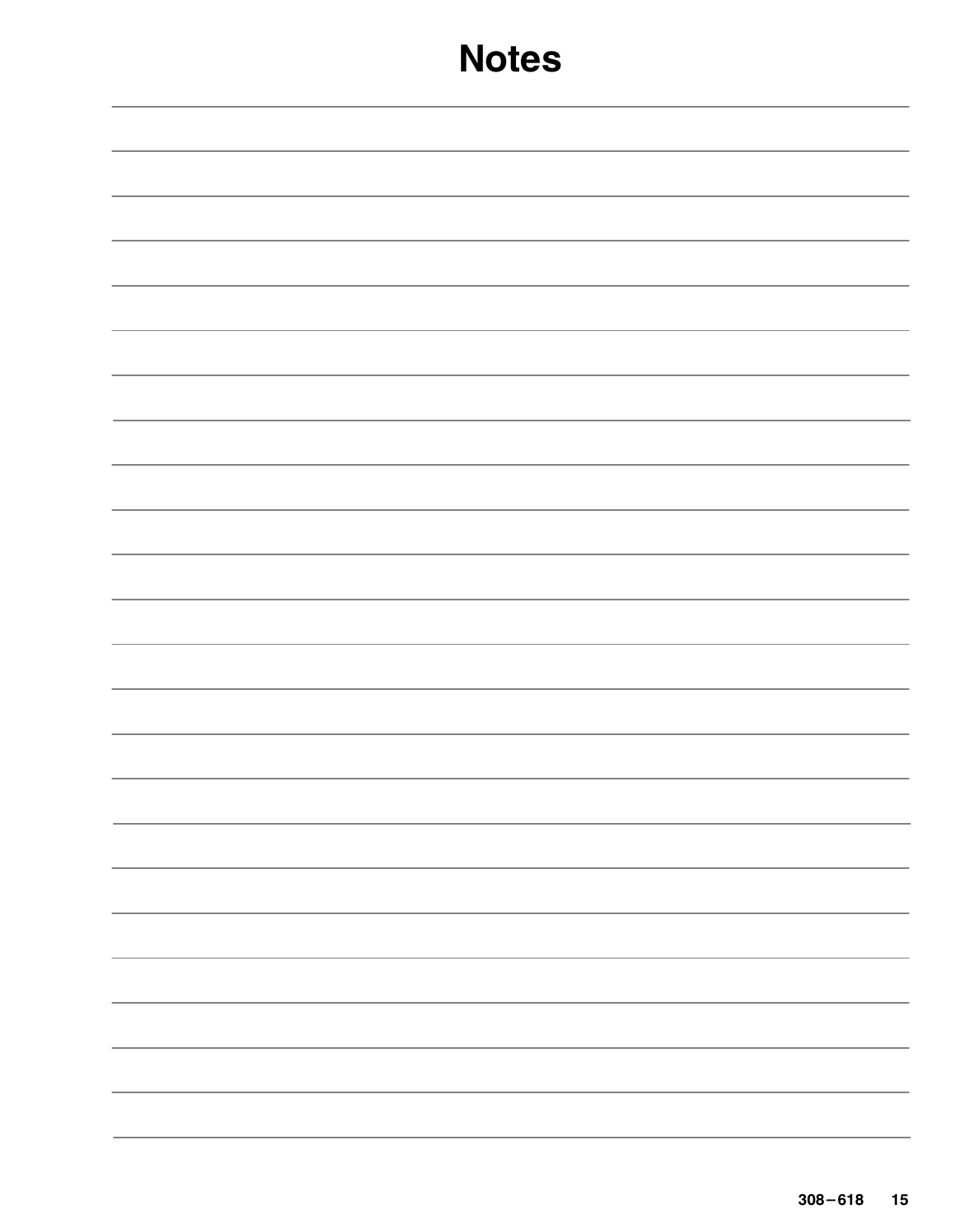# Notes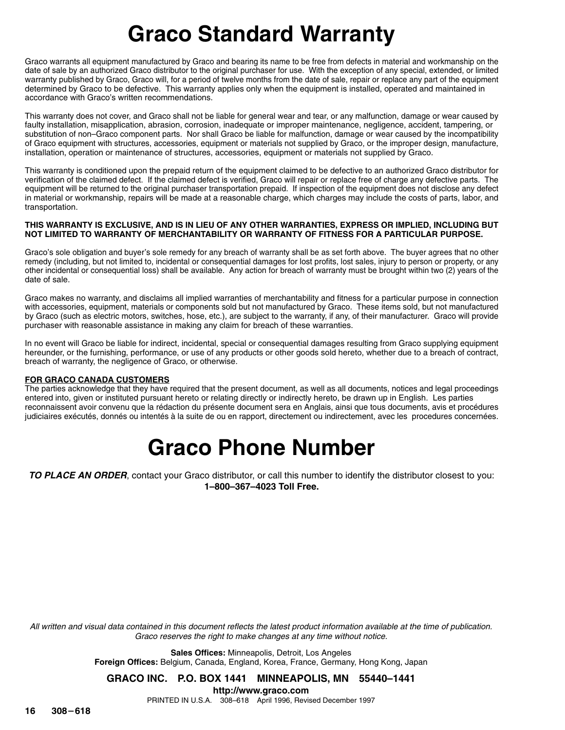# Graco Standard Warranty

Graco warrants all equipment manufactured by Graco and bearing its name to be free from defects in material and workmanship on the date of sale by an authorized Graco distributor to the original purchaser for use. With the exception of any special, extended, or limited warranty published by Graco, Graco will, for a period of twelve months from the date of sale, repair or replace any part of the equipment determined by Graco to be defective. This warranty applies only when the equipment is installed, operated and maintained in accordance with Graco's written recommendations.

This warranty does not cover, and Graco shall not be liable for general wear and tear, or any malfunction, damage or wear caused by faulty installation, misapplication, abrasion, corrosion, inadequate or improper maintenance, negligence, accident, tampering, or substitution of non–Graco component parts. Nor shall Graco be liable for malfunction, damage or wear caused by the incompatibility of Graco equipment with structures, accessories, equipment or materials not supplied by Graco, or the improper design, manufacture, installation, operation or maintenance of structures, accessories, equipment or materials not supplied by Graco.

This warranty is conditioned upon the prepaid return of the equipment claimed to be defective to an authorized Graco distributor for verification of the claimed defect. If the claimed defect is verified, Graco will repair or replace free of charge any defective parts. The equipment will be returned to the original purchaser transportation prepaid. If inspection of the equipment does not disclose any defect in material or workmanship, repairs will be made at a reasonable charge, which charges may include the costs of parts, labor, and transportation.

**THIS WARRANTY IS EXCLUSIVE, AND IS IN LIEU OF ANY OTHER WARRANTIES, EXPRESS OR IMPLIED, INCLUDING BUT NOT LIMITED TO WARRANTY OF MERCHANTABILITY OR WARRANTY OF FITNESS FOR A PARTICULAR PURPOSE.**

Graco's sole obligation and buyer's sole remedy for any breach of warranty shall be as set forth above. The buyer agrees that no other remedy (including, but not limited to, incidental or consequential damages for lost profits, lost sales, injury to person or property, or any other incidental or consequential loss) shall be available. Any action for breach of warranty must be brought within two (2) years of the date of sale.

Graco makes no warranty, and disclaims all implied warranties of merchantability and fitness for a particular purpose in connection with accessories, equipment, materials or components sold but not manufactured by Graco. These items sold, but not manufactured by Graco (such as electric motors, switches, hose, etc.), are subject to the warranty, if any, of their manufacturer. Graco will provide purchaser with reasonable assistance in making any claim for breach of these warranties.

In no event will Graco be liable for indirect, incidental, special or consequential damages resulting from Graco supplying equipment hereunder, or the furnishing, performance, or use of any products or other goods sold hereto, whether due to a breach of contract, breach of warranty, the negligence of Graco, or otherwise.

**FOR GRACO CANADA CUSTOMERS**

The parties acknowledge that they have required that the present document, as well as all documents, notices and legal proceedings entered into, given or instituted pursuant hereto or relating directly or indirectly hereto, be drawn up in English. Les parties reconnaissent avoir convenu que la rédaction du présente document sera en Anglais, ainsi que tous documents, avis et procédures judiciaires exécutés, donnés ou intentés à la suite de ou en rapport, directement ou indirectement, avec les procedures concernées.

# Graco Phone Number

***TO PLACE AN ORDER***, contact your Graco distributor, or call this number to identify the distributor closest to you:
**1–800–367–4023 Toll Free.**

*All written and visual data contained in this document reflects the latest product information available at the time of publication. Graco reserves the right to make changes at any time without notice.*

**Sales Offices:** Minneapolis, Detroit, Los Angeles
**Foreign Offices:** Belgium, Canada, England, Korea, France, Germany, Hong Kong, Japan

**GRACO INC. P.O. BOX 1441 MINNEAPOLIS, MN 55440–1441**
**http://www.graco.com**
PRINTED IN U.S.A. 308–618 April 1996, Revised December 1997